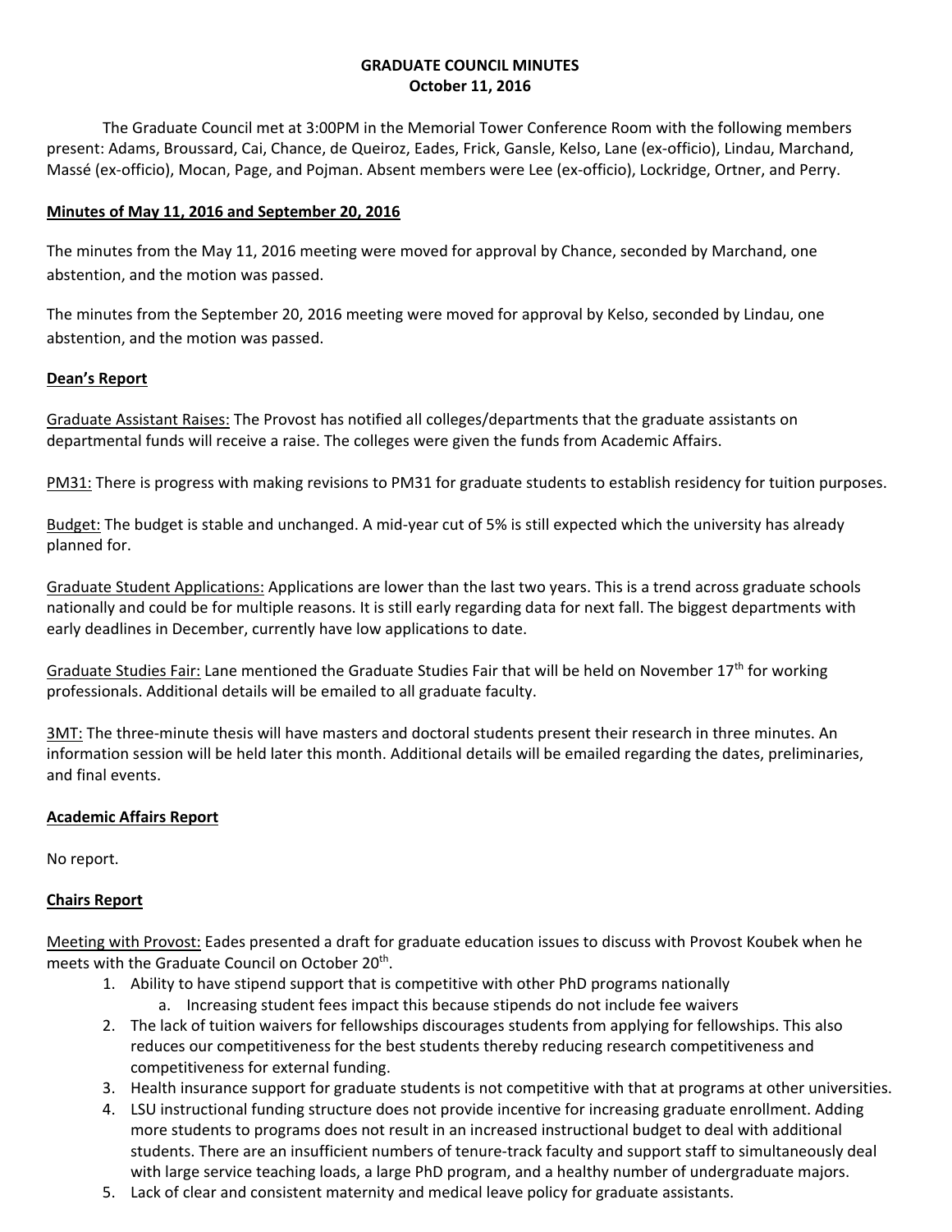# GRADUATE COUNCIL MINUTES
## October 11, 2016

The Graduate Council met at 3:00PM in the Memorial Tower Conference Room with the following members present: Adams, Broussard, Cai, Chance, de Queiroz, Eades, Frick, Gansle, Kelso, Lane (ex-officio), Lindau, Marchand, Massé (ex-officio), Mocan, Page, and Pojman. Absent members were Lee (ex-officio), Lockridge, Ortner, and Perry.

### Minutes of May 11, 2016 and September 20, 2016

The minutes from the May 11, 2016 meeting were moved for approval by Chance, seconded by Marchand, one abstention, and the motion was passed.

The minutes from the September 20, 2016 meeting were moved for approval by Kelso, seconded by Lindau, one abstention, and the motion was passed.

### Dean's Report

Graduate Assistant Raises: The Provost has notified all colleges/departments that the graduate assistants on departmental funds will receive a raise. The colleges were given the funds from Academic Affairs.

PM31: There is progress with making revisions to PM31 for graduate students to establish residency for tuition purposes.

Budget: The budget is stable and unchanged. A mid-year cut of 5% is still expected which the university has already planned for.

Graduate Student Applications: Applications are lower than the last two years. This is a trend across graduate schools nationally and could be for multiple reasons. It is still early regarding data for next fall. The biggest departments with early deadlines in December, currently have low applications to date.

Graduate Studies Fair: Lane mentioned the Graduate Studies Fair that will be held on November 17th for working professionals. Additional details will be emailed to all graduate faculty.

3MT: The three-minute thesis will have masters and doctoral students present their research in three minutes. An information session will be held later this month. Additional details will be emailed regarding the dates, preliminaries, and final events.

### Academic Affairs Report

No report.

### Chairs Report

Meeting with Provost: Eades presented a draft for graduate education issues to discuss with Provost Koubek when he meets with the Graduate Council on October 20th.

1. Ability to have stipend support that is competitive with other PhD programs nationally
   a. Increasing student fees impact this because stipends do not include fee waivers
2. The lack of tuition waivers for fellowships discourages students from applying for fellowships. This also reduces our competitiveness for the best students thereby reducing research competitiveness and competitiveness for external funding.
3. Health insurance support for graduate students is not competitive with that at programs at other universities.
4. LSU instructional funding structure does not provide incentive for increasing graduate enrollment. Adding more students to programs does not result in an increased instructional budget to deal with additional students. There are an insufficient numbers of tenure-track faculty and support staff to simultaneously deal with large service teaching loads, a large PhD program, and a healthy number of undergraduate majors.
5. Lack of clear and consistent maternity and medical leave policy for graduate assistants.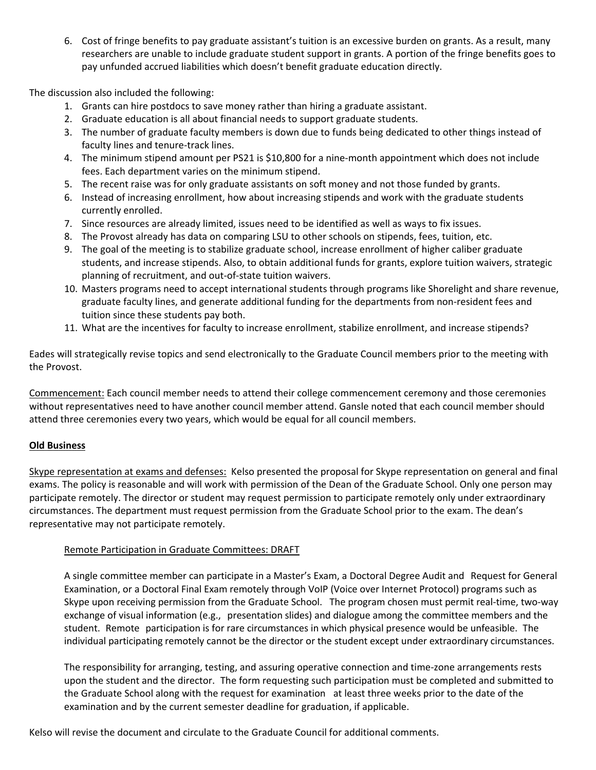6. Cost of fringe benefits to pay graduate assistant's tuition is an excessive burden on grants. As a result, many researchers are unable to include graduate student support in grants. A portion of the fringe benefits goes to pay unfunded accrued liabilities which doesn't benefit graduate education directly.

The discussion also included the following:

1. Grants can hire postdocs to save money rather than hiring a graduate assistant.
2. Graduate education is all about financial needs to support graduate students.
3. The number of graduate faculty members is down due to funds being dedicated to other things instead of faculty lines and tenure-track lines.
4. The minimum stipend amount per PS21 is $10,800 for a nine-month appointment which does not include fees. Each department varies on the minimum stipend.
5. The recent raise was for only graduate assistants on soft money and not those funded by grants.
6. Instead of increasing enrollment, how about increasing stipends and work with the graduate students currently enrolled.
7. Since resources are already limited, issues need to be identified as well as ways to fix issues.
8. The Provost already has data on comparing LSU to other schools on stipends, fees, tuition, etc.
9. The goal of the meeting is to stabilize graduate school, increase enrollment of higher caliber graduate students, and increase stipends. Also, to obtain additional funds for grants, explore tuition waivers, strategic planning of recruitment, and out-of-state tuition waivers.
10. Masters programs need to accept international students through programs like Shorelight and share revenue, graduate faculty lines, and generate additional funding for the departments from non-resident fees and tuition since these students pay both.
11. What are the incentives for faculty to increase enrollment, stabilize enrollment, and increase stipends?

Eades will strategically revise topics and send electronically to the Graduate Council members prior to the meeting with the Provost.

<u>Commencement:</u> Each council member needs to attend their college commencement ceremony and those ceremonies without representatives need to have another council member attend. Gansle noted that each council member should attend three ceremonies every two years, which would be equal for all council members.

**<u>Old Business</u>**

<u>Skype representation at exams and defenses:</u> Kelso presented the proposal for Skype representation on general and final exams. The policy is reasonable and will work with permission of the Dean of the Graduate School. Only one person may participate remotely. The director or student may request permission to participate remotely only under extraordinary circumstances. The department must request permission from the Graduate School prior to the exam. The dean's representative may not participate remotely.

> <u>Remote Participation in Graduate Committees: DRAFT</u>
>
> A single committee member can participate in a Master's Exam, a Doctoral Degree Audit and Request for General Examination, or a Doctoral Final Exam remotely through VoIP (Voice over Internet Protocol) programs such as Skype upon receiving permission from the Graduate School. The program chosen must permit real-time, two-way exchange of visual information (e.g., presentation slides) and dialogue among the committee members and the student. Remote participation is for rare circumstances in which physical presence would be unfeasible. The individual participating remotely cannot be the director or the student except under extraordinary circumstances.
>
> The responsibility for arranging, testing, and assuring operative connection and time-zone arrangements rests upon the student and the director. The form requesting such participation must be completed and submitted to the Graduate School along with the request for examination at least three weeks prior to the date of the examination and by the current semester deadline for graduation, if applicable.

Kelso will revise the document and circulate to the Graduate Council for additional comments.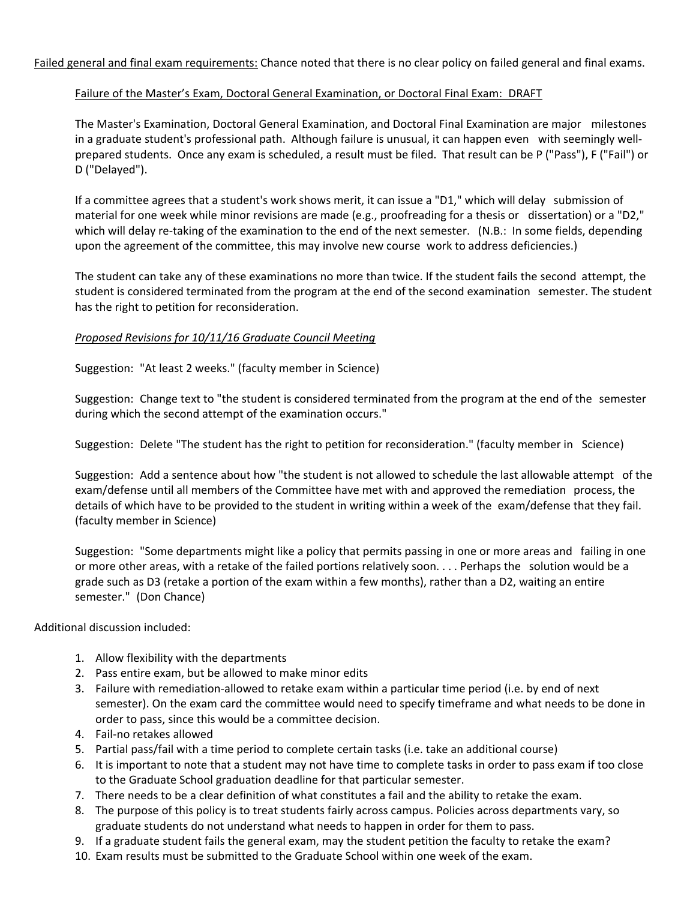<u>Failed general and final exam requirements:</u> Chance noted that there is no clear policy on failed general and final exams.

<u>Failure of the Master's Exam, Doctoral General Examination, or Doctoral Final Exam: DRAFT</u>

The Master's Examination, Doctoral General Examination, and Doctoral Final Examination are major milestones in a graduate student's professional path. Although failure is unusual, it can happen even with seemingly well-prepared students. Once any exam is scheduled, a result must be filed. That result can be P ("Pass"), F ("Fail") or D ("Delayed").

If a committee agrees that a student's work shows merit, it can issue a "D1," which will delay submission of material for one week while minor revisions are made (e.g., proofreading for a thesis or dissertation) or a "D2," which will delay re-taking of the examination to the end of the next semester. (N.B.: In some fields, depending upon the agreement of the committee, this may involve new course work to address deficiencies.)

The student can take any of these examinations no more than twice. If the student fails the second attempt, the student is considered terminated from the program at the end of the second examination semester. The student has the right to petition for reconsideration.

*<u>Proposed Revisions for 10/11/16 Graduate Council Meeting</u>*

Suggestion: "At least 2 weeks." (faculty member in Science)

Suggestion: Change text to "the student is considered terminated from the program at the end of the semester during which the second attempt of the examination occurs."

Suggestion: Delete "The student has the right to petition for reconsideration." (faculty member in Science)

Suggestion: Add a sentence about how "the student is not allowed to schedule the last allowable attempt of the exam/defense until all members of the Committee have met with and approved the remediation process, the details of which have to be provided to the student in writing within a week of the exam/defense that they fail. (faculty member in Science)

Suggestion: "Some departments might like a policy that permits passing in one or more areas and failing in one or more other areas, with a retake of the failed portions relatively soon. . . . Perhaps the solution would be a grade such as D3 (retake a portion of the exam within a few months), rather than a D2, waiting an entire semester." (Don Chance)

Additional discussion included:

1. Allow flexibility with the departments
2. Pass entire exam, but be allowed to make minor edits
3. Failure with remediation-allowed to retake exam within a particular time period (i.e. by end of next semester). On the exam card the committee would need to specify timeframe and what needs to be done in order to pass, since this would be a committee decision.
4. Fail-no retakes allowed
5. Partial pass/fail with a time period to complete certain tasks (i.e. take an additional course)
6. It is important to note that a student may not have time to complete tasks in order to pass exam if too close to the Graduate School graduation deadline for that particular semester.
7. There needs to be a clear definition of what constitutes a fail and the ability to retake the exam.
8. The purpose of this policy is to treat students fairly across campus. Policies across departments vary, so graduate students do not understand what needs to happen in order for them to pass.
9. If a graduate student fails the general exam, may the student petition the faculty to retake the exam?
10. Exam results must be submitted to the Graduate School within one week of the exam.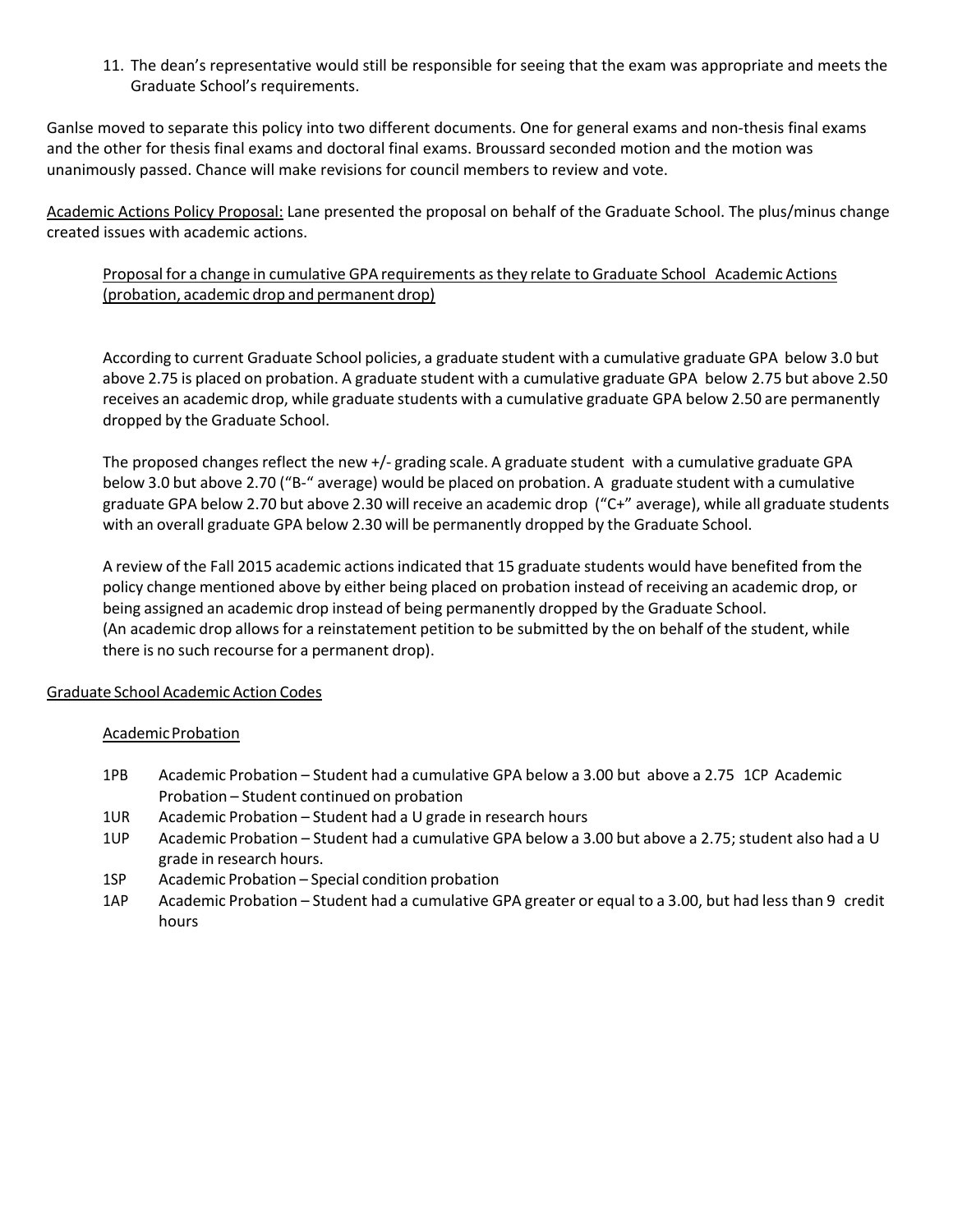11. The dean's representative would still be responsible for seeing that the exam was appropriate and meets the Graduate School's requirements.

Ganlse moved to separate this policy into two different documents. One for general exams and non-thesis final exams and the other for thesis final exams and doctoral final exams. Broussard seconded motion and the motion was unanimously passed. Chance will make revisions for council members to review and vote.

Academic Actions Policy Proposal: Lane presented the proposal on behalf of the Graduate School. The plus/minus change created issues with academic actions.

Proposal for a change in cumulative GPA requirements as they relate to Graduate School Academic Actions (probation, academic drop and permanent drop)

According to current Graduate School policies, a graduate student with a cumulative graduate GPA below 3.0 but above 2.75 is placed on probation. A graduate student with a cumulative graduate GPA below 2.75 but above 2.50 receives an academic drop, while graduate students with a cumulative graduate GPA below 2.50 are permanently dropped by the Graduate School.

The proposed changes reflect the new +/- grading scale. A graduate student with a cumulative graduate GPA below 3.0 but above 2.70 ("B-" average) would be placed on probation. A graduate student with a cumulative graduate GPA below 2.70 but above 2.30 will receive an academic drop ("C+" average), while all graduate students with an overall graduate GPA below 2.30 will be permanently dropped by the Graduate School.

A review of the Fall 2015 academic actions indicated that 15 graduate students would have benefited from the policy change mentioned above by either being placed on probation instead of receiving an academic drop, or being assigned an academic drop instead of being permanently dropped by the Graduate School. (An academic drop allows for a reinstatement petition to be submitted by the on behalf of the student, while there is no such recourse for a permanent drop).

Graduate School Academic Action Codes

Academic Probation

- 1PB Academic Probation – Student had a cumulative GPA below a 3.00 but above a 2.75 1CP Academic Probation – Student continued on probation
- 1UR Academic Probation – Student had a U grade in research hours
- 1UP Academic Probation – Student had a cumulative GPA below a 3.00 but above a 2.75; student also had a U grade in research hours.
- 1SP Academic Probation – Special condition probation
- 1AP Academic Probation – Student had a cumulative GPA greater or equal to a 3.00, but had less than 9 credit hours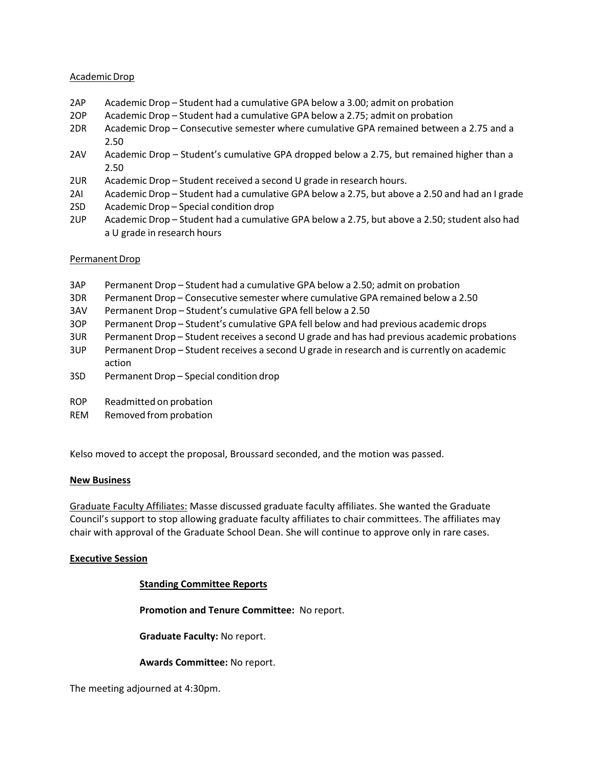Academic Drop

2AP Academic Drop – Student had a cumulative GPA below a 3.00; admit on probation
2OP Academic Drop – Student had a cumulative GPA below a 2.75; admit on probation
2DR Academic Drop – Consecutive semester where cumulative GPA remained between a 2.75 and a 2.50
2AV Academic Drop – Student's cumulative GPA dropped below a 2.75, but remained higher than a 2.50
2UR Academic Drop – Student received a second U grade in research hours.
2AI Academic Drop – Student had a cumulative GPA below a 2.75, but above a 2.50 and had an I grade
2SD Academic Drop – Special condition drop
2UP Academic Drop – Student had a cumulative GPA below a 2.75, but above a 2.50; student also had a U grade in research hours

Permanent Drop

3AP Permanent Drop – Student had a cumulative GPA below a 2.50; admit on probation
3DR Permanent Drop – Consecutive semester where cumulative GPA remained below a 2.50
3AV Permanent Drop – Student's cumulative GPA fell below a 2.50
3OP Permanent Drop – Student's cumulative GPA fell below and had previous academic drops
3UR Permanent Drop – Student receives a second U grade and has had previous academic probations
3UP Permanent Drop – Student receives a second U grade in research and is currently on academic action
3SD Permanent Drop – Special condition drop

ROP Readmitted on probation
REM Removed from probation

Kelso moved to accept the proposal, Broussard seconded, and the motion was passed.

**New Business**

Graduate Faculty Affiliates: Masse discussed graduate faculty affiliates. She wanted the Graduate Council's support to stop allowing graduate faculty affiliates to chair committees. The affiliates may chair with approval of the Graduate School Dean. She will continue to approve only in rare cases.

**Executive Session**

**Standing Committee Reports**

**Promotion and Tenure Committee:** No report.

**Graduate Faculty:** No report.

**Awards Committee:** No report.

The meeting adjourned at 4:30pm.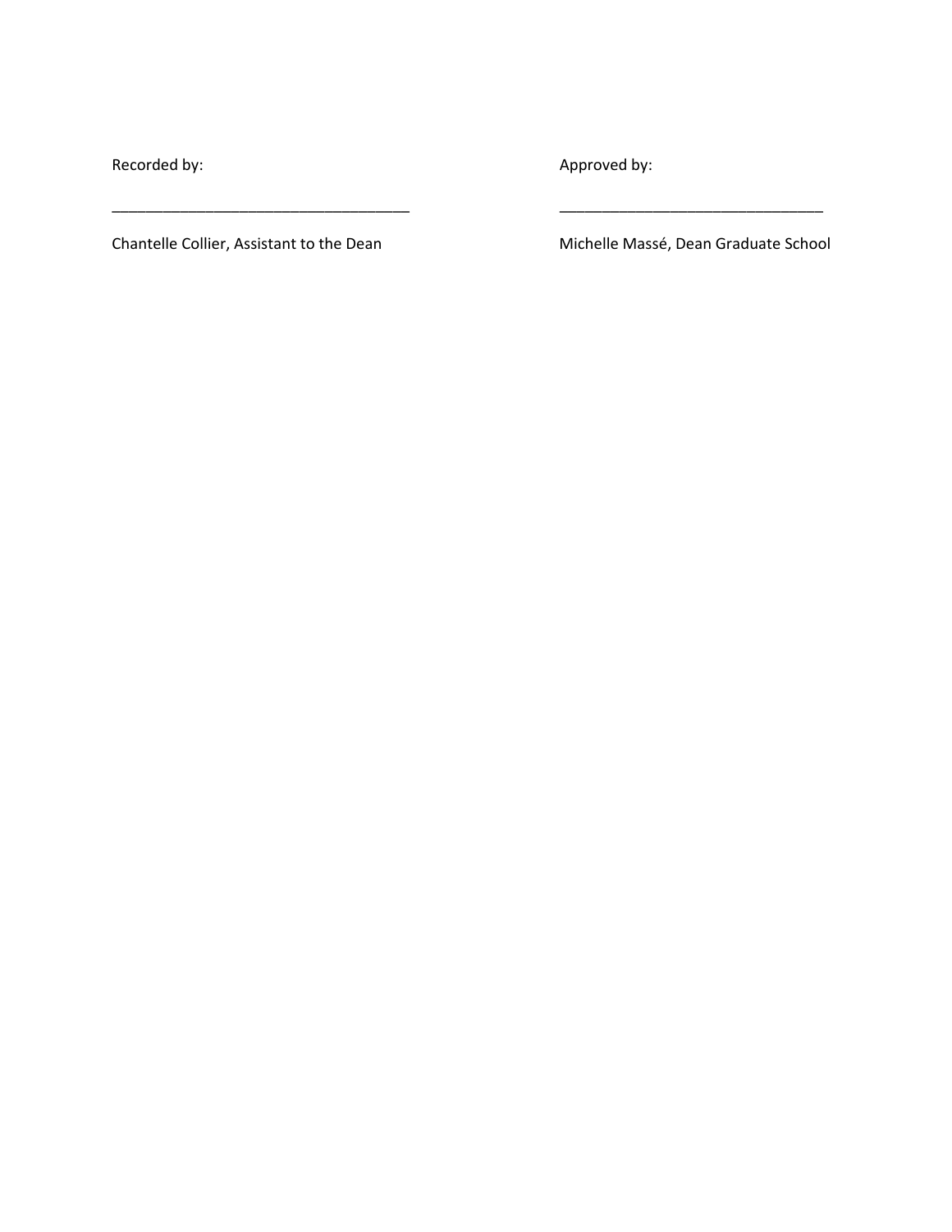| | |
|---|---|
| Recorded by: | Approved by: |
| ___________________________________ | _______________________________ |
| Chantelle Collier, Assistant to the Dean | Michelle Massé, Dean Graduate School |